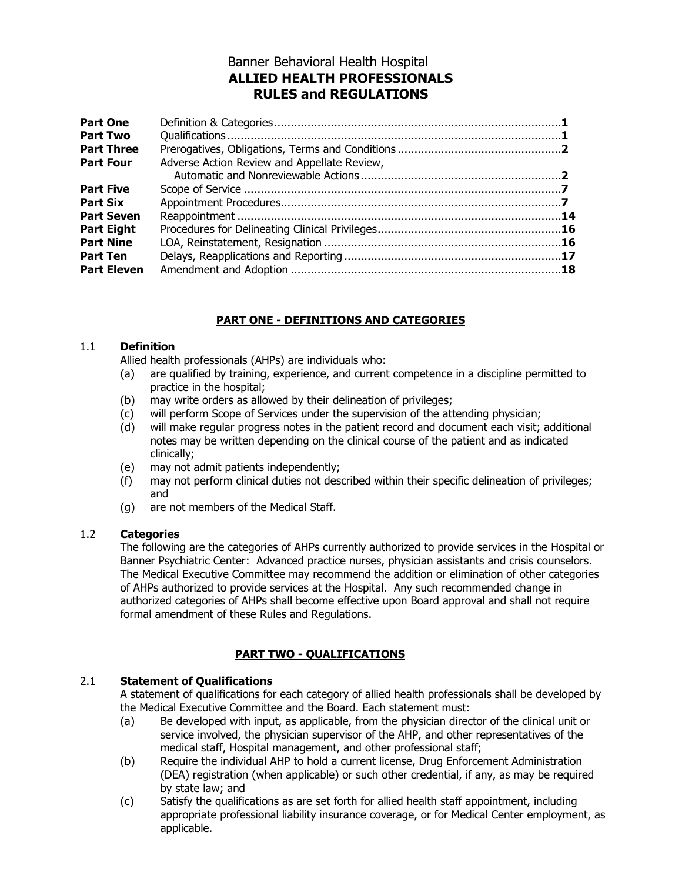# Banner Behavioral Health Hospital
# ALLIED HEALTH PROFESSIONALS RULES and REGULATIONS

| | | |
|---|---|---|
| **Part One** | Definition & Categories | **1** |
| **Part Two** | Qualifications | **1** |
| **Part Three** | Prerogatives, Obligations, Terms and Conditions | **2** |
| **Part Four** | Adverse Action Review and Appellate Review, Automatic and Nonreviewable Actions | **2** |
| **Part Five** | Scope of Service | **7** |
| **Part Six** | Appointment Procedures | **7** |
| **Part Seven** | Reappointment | **14** |
| **Part Eight** | Procedures for Delineating Clinical Privileges | **16** |
| **Part Nine** | LOA, Reinstatement, Resignation | **16** |
| **Part Ten** | Delays, Reapplications and Reporting | **17** |
| **Part Eleven** | Amendment and Adoption | **18** |

## PART ONE - DEFINITIONS AND CATEGORIES

### 1.1 Definition

Allied health professionals (AHPs) are individuals who:

(a) are qualified by training, experience, and current competence in a discipline permitted to practice in the hospital;

(b) may write orders as allowed by their delineation of privileges;

(c) will perform Scope of Services under the supervision of the attending physician;

(d) will make regular progress notes in the patient record and document each visit; additional notes may be written depending on the clinical course of the patient and as indicated clinically;

(e) may not admit patients independently;

(f) may not perform clinical duties not described within their specific delineation of privileges; and

(g) are not members of the Medical Staff.

### 1.2 Categories

The following are the categories of AHPs currently authorized to provide services in the Hospital or Banner Psychiatric Center: Advanced practice nurses, physician assistants and crisis counselors. The Medical Executive Committee may recommend the addition or elimination of other categories of AHPs authorized to provide services at the Hospital. Any such recommended change in authorized categories of AHPs shall become effective upon Board approval and shall not require formal amendment of these Rules and Regulations.

## PART TWO - QUALIFICATIONS

### 2.1 Statement of Qualifications

A statement of qualifications for each category of allied health professionals shall be developed by the Medical Executive Committee and the Board. Each statement must:

(a) Be developed with input, as applicable, from the physician director of the clinical unit or service involved, the physician supervisor of the AHP, and other representatives of the medical staff, Hospital management, and other professional staff;

(b) Require the individual AHP to hold a current license, Drug Enforcement Administration (DEA) registration (when applicable) or such other credential, if any, as may be required by state law; and

(c) Satisfy the qualifications as are set forth for allied health staff appointment, including appropriate professional liability insurance coverage, or for Medical Center employment, as applicable.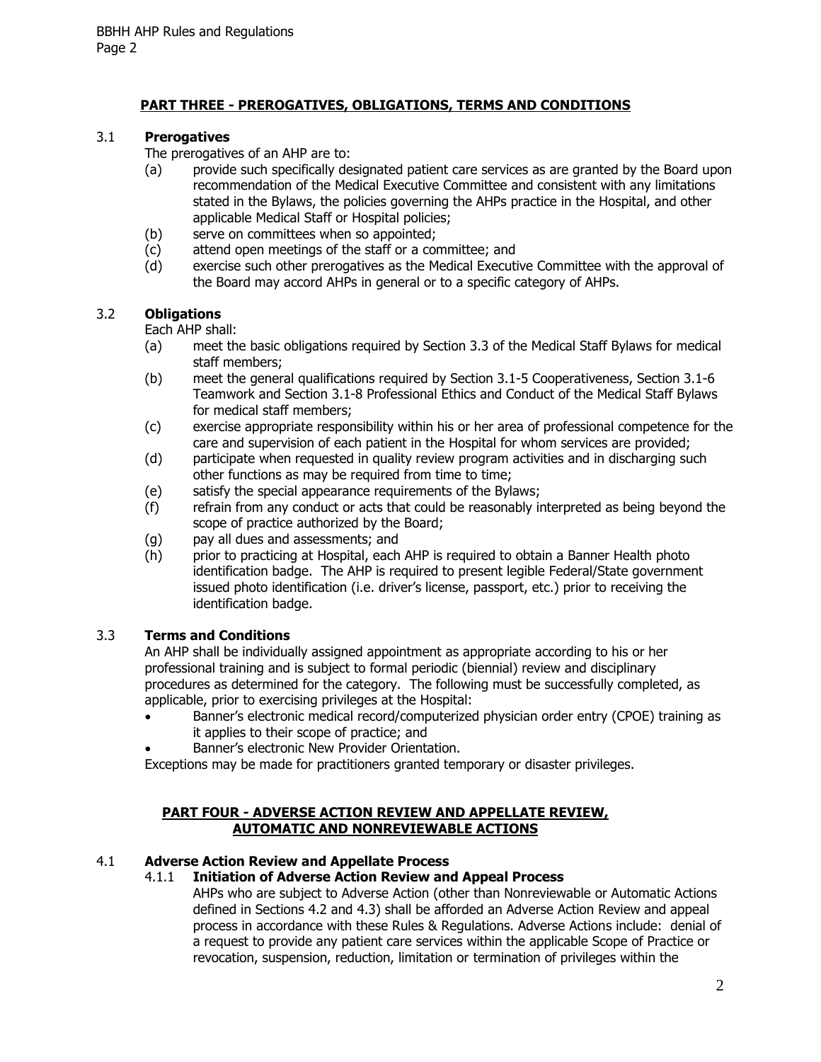## PART THREE - PREROGATIVES, OBLIGATIONS, TERMS AND CONDITIONS

### 3.1 Prerogatives

The prerogatives of an AHP are to:

(a) provide such specifically designated patient care services as are granted by the Board upon recommendation of the Medical Executive Committee and consistent with any limitations stated in the Bylaws, the policies governing the AHPs practice in the Hospital, and other applicable Medical Staff or Hospital policies;

(b) serve on committees when so appointed;

(c) attend open meetings of the staff or a committee; and

(d) exercise such other prerogatives as the Medical Executive Committee with the approval of the Board may accord AHPs in general or to a specific category of AHPs.

### 3.2 Obligations

Each AHP shall:

(a) meet the basic obligations required by Section 3.3 of the Medical Staff Bylaws for medical staff members;

(b) meet the general qualifications required by Section 3.1-5 Cooperativeness, Section 3.1-6 Teamwork and Section 3.1-8 Professional Ethics and Conduct of the Medical Staff Bylaws for medical staff members;

(c) exercise appropriate responsibility within his or her area of professional competence for the care and supervision of each patient in the Hospital for whom services are provided;

(d) participate when requested in quality review program activities and in discharging such other functions as may be required from time to time;

(e) satisfy the special appearance requirements of the Bylaws;

(f) refrain from any conduct or acts that could be reasonably interpreted as being beyond the scope of practice authorized by the Board;

(g) pay all dues and assessments; and

(h) prior to practicing at Hospital, each AHP is required to obtain a Banner Health photo identification badge. The AHP is required to present legible Federal/State government issued photo identification (i.e. driver's license, passport, etc.) prior to receiving the identification badge.

### 3.3 Terms and Conditions

An AHP shall be individually assigned appointment as appropriate according to his or her professional training and is subject to formal periodic (biennial) review and disciplinary procedures as determined for the category. The following must be successfully completed, as applicable, prior to exercising privileges at the Hospital:

- Banner's electronic medical record/computerized physician order entry (CPOE) training as it applies to their scope of practice; and
- Banner's electronic New Provider Orientation.

Exceptions may be made for practitioners granted temporary or disaster privileges.

## PART FOUR - ADVERSE ACTION REVIEW AND APPELLATE REVIEW, AUTOMATIC AND NONREVIEWABLE ACTIONS

### 4.1 Adverse Action Review and Appellate Process

#### 4.1.1 Initiation of Adverse Action Review and Appeal Process

AHPs who are subject to Adverse Action (other than Nonreviewable or Automatic Actions defined in Sections 4.2 and 4.3) shall be afforded an Adverse Action Review and appeal process in accordance with these Rules & Regulations. Adverse Actions include: denial of a request to provide any patient care services within the applicable Scope of Practice or revocation, suspension, reduction, limitation or termination of privileges within the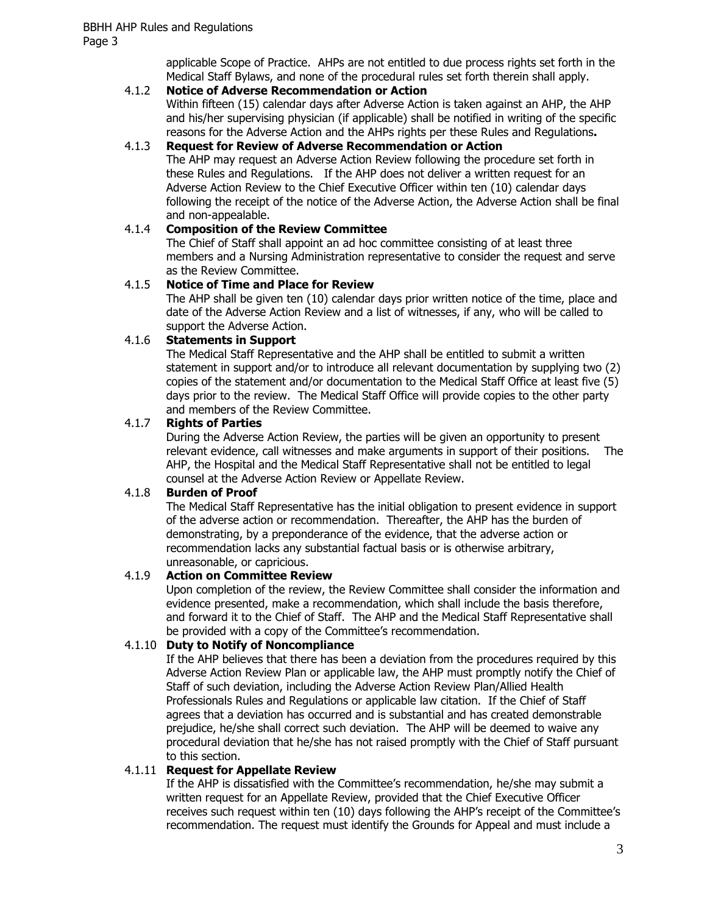applicable Scope of Practice. AHPs are not entitled to due process rights set forth in the Medical Staff Bylaws, and none of the procedural rules set forth therein shall apply.

**4.1.2 Notice of Adverse Recommendation or Action**

Within fifteen (15) calendar days after Adverse Action is taken against an AHP, the AHP and his/her supervising physician (if applicable) shall be notified in writing of the specific reasons for the Adverse Action and the AHPs rights per these Rules and Regulations**.**

**4.1.3 Request for Review of Adverse Recommendation or Action**

The AHP may request an Adverse Action Review following the procedure set forth in these Rules and Regulations. If the AHP does not deliver a written request for an Adverse Action Review to the Chief Executive Officer within ten (10) calendar days following the receipt of the notice of the Adverse Action, the Adverse Action shall be final and non-appealable.

**4.1.4 Composition of the Review Committee**

The Chief of Staff shall appoint an ad hoc committee consisting of at least three members and a Nursing Administration representative to consider the request and serve as the Review Committee.

**4.1.5 Notice of Time and Place for Review**

The AHP shall be given ten (10) calendar days prior written notice of the time, place and date of the Adverse Action Review and a list of witnesses, if any, who will be called to support the Adverse Action.

**4.1.6 Statements in Support**

The Medical Staff Representative and the AHP shall be entitled to submit a written statement in support and/or to introduce all relevant documentation by supplying two (2) copies of the statement and/or documentation to the Medical Staff Office at least five (5) days prior to the review. The Medical Staff Office will provide copies to the other party and members of the Review Committee.

**4.1.7 Rights of Parties**

During the Adverse Action Review, the parties will be given an opportunity to present relevant evidence, call witnesses and make arguments in support of their positions. The AHP, the Hospital and the Medical Staff Representative shall not be entitled to legal counsel at the Adverse Action Review or Appellate Review.

**4.1.8 Burden of Proof**

The Medical Staff Representative has the initial obligation to present evidence in support of the adverse action or recommendation. Thereafter, the AHP has the burden of demonstrating, by a preponderance of the evidence, that the adverse action or recommendation lacks any substantial factual basis or is otherwise arbitrary, unreasonable, or capricious.

**4.1.9 Action on Committee Review**

Upon completion of the review, the Review Committee shall consider the information and evidence presented, make a recommendation, which shall include the basis therefore, and forward it to the Chief of Staff. The AHP and the Medical Staff Representative shall be provided with a copy of the Committee's recommendation.

**4.1.10 Duty to Notify of Noncompliance**

If the AHP believes that there has been a deviation from the procedures required by this Adverse Action Review Plan or applicable law, the AHP must promptly notify the Chief of Staff of such deviation, including the Adverse Action Review Plan/Allied Health Professionals Rules and Regulations or applicable law citation. If the Chief of Staff agrees that a deviation has occurred and is substantial and has created demonstrable prejudice, he/she shall correct such deviation. The AHP will be deemed to waive any procedural deviation that he/she has not raised promptly with the Chief of Staff pursuant to this section.

**4.1.11 Request for Appellate Review**

If the AHP is dissatisfied with the Committee's recommendation, he/she may submit a written request for an Appellate Review, provided that the Chief Executive Officer receives such request within ten (10) days following the AHP's receipt of the Committee's recommendation. The request must identify the Grounds for Appeal and must include a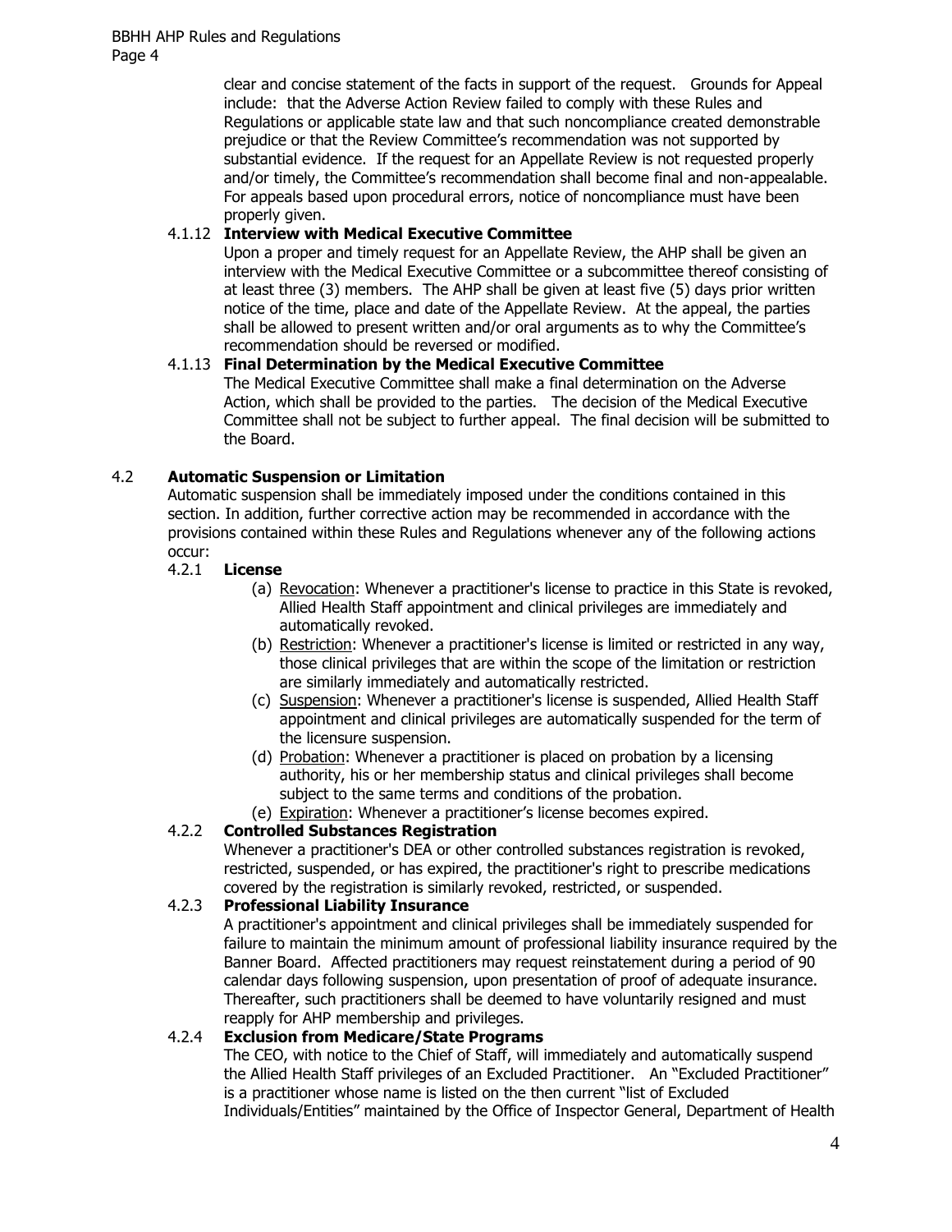clear and concise statement of the facts in support of the request. Grounds for Appeal include: that the Adverse Action Review failed to comply with these Rules and Regulations or applicable state law and that such noncompliance created demonstrable prejudice or that the Review Committee's recommendation was not supported by substantial evidence. If the request for an Appellate Review is not requested properly and/or timely, the Committee's recommendation shall become final and non-appealable. For appeals based upon procedural errors, notice of noncompliance must have been properly given.

#### 4.1.12 **Interview with Medical Executive Committee**

Upon a proper and timely request for an Appellate Review, the AHP shall be given an interview with the Medical Executive Committee or a subcommittee thereof consisting of at least three (3) members. The AHP shall be given at least five (5) days prior written notice of the time, place and date of the Appellate Review. At the appeal, the parties shall be allowed to present written and/or oral arguments as to why the Committee's recommendation should be reversed or modified.

#### 4.1.13 **Final Determination by the Medical Executive Committee**

The Medical Executive Committee shall make a final determination on the Adverse Action, which shall be provided to the parties. The decision of the Medical Executive Committee shall not be subject to further appeal. The final decision will be submitted to the Board.

### 4.2 **Automatic Suspension or Limitation**

Automatic suspension shall be immediately imposed under the conditions contained in this section. In addition, further corrective action may be recommended in accordance with the provisions contained within these Rules and Regulations whenever any of the following actions occur:

#### 4.2.1 **License**

- (a) <u>Revocation</u>: Whenever a practitioner's license to practice in this State is revoked, Allied Health Staff appointment and clinical privileges are immediately and automatically revoked.
- (b) <u>Restriction</u>: Whenever a practitioner's license is limited or restricted in any way, those clinical privileges that are within the scope of the limitation or restriction are similarly immediately and automatically restricted.
- (c) <u>Suspension</u>: Whenever a practitioner's license is suspended, Allied Health Staff appointment and clinical privileges are automatically suspended for the term of the licensure suspension.
- (d) <u>Probation</u>: Whenever a practitioner is placed on probation by a licensing authority, his or her membership status and clinical privileges shall become subject to the same terms and conditions of the probation.
- (e) <u>Expiration</u>: Whenever a practitioner's license becomes expired.

#### 4.2.2 **Controlled Substances Registration**

Whenever a practitioner's DEA or other controlled substances registration is revoked, restricted, suspended, or has expired, the practitioner's right to prescribe medications covered by the registration is similarly revoked, restricted, or suspended.

#### 4.2.3 **Professional Liability Insurance**

A practitioner's appointment and clinical privileges shall be immediately suspended for failure to maintain the minimum amount of professional liability insurance required by the Banner Board. Affected practitioners may request reinstatement during a period of 90 calendar days following suspension, upon presentation of proof of adequate insurance. Thereafter, such practitioners shall be deemed to have voluntarily resigned and must reapply for AHP membership and privileges.

#### 4.2.4 **Exclusion from Medicare/State Programs**

The CEO, with notice to the Chief of Staff, will immediately and automatically suspend the Allied Health Staff privileges of an Excluded Practitioner. An "Excluded Practitioner" is a practitioner whose name is listed on the then current "list of Excluded Individuals/Entities" maintained by the Office of Inspector General, Department of Health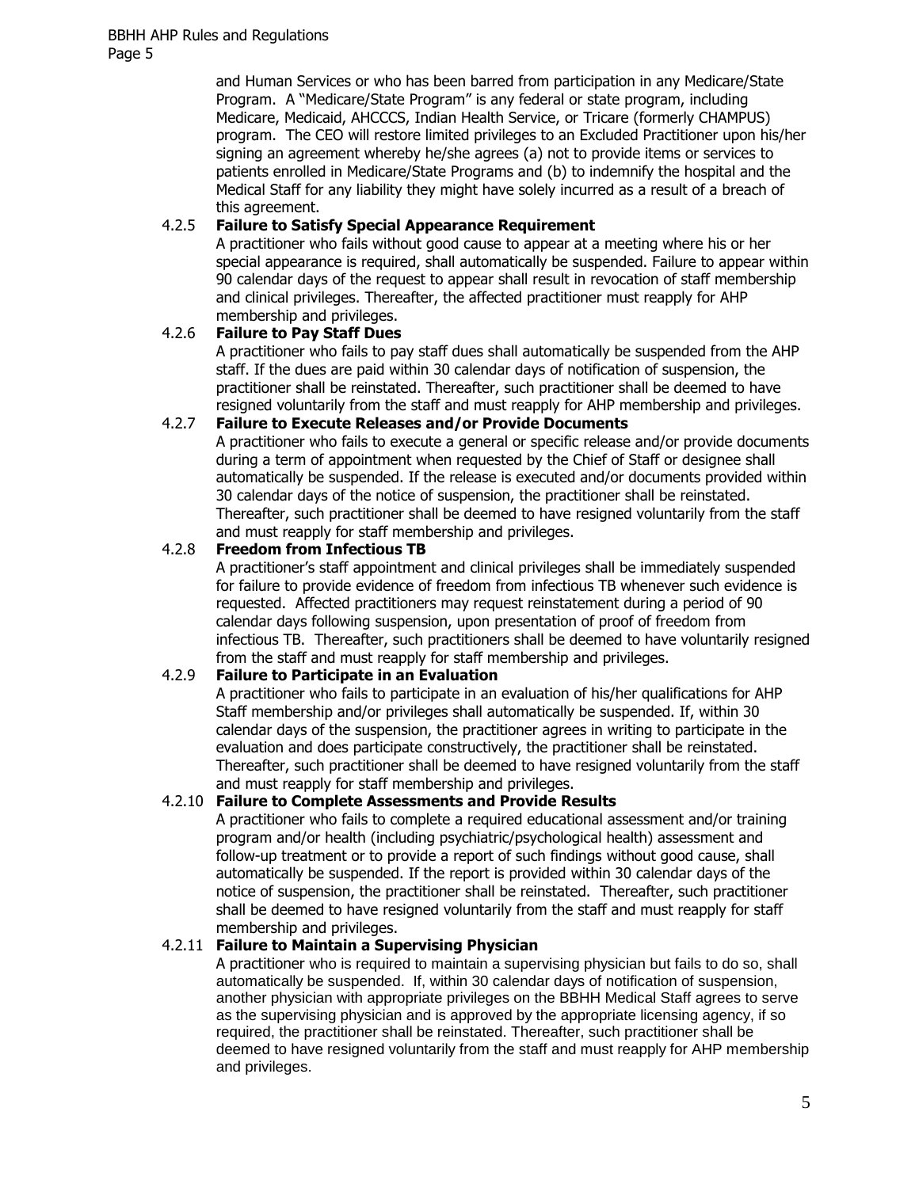and Human Services or who has been barred from participation in any Medicare/State Program. A "Medicare/State Program" is any federal or state program, including Medicare, Medicaid, AHCCCS, Indian Health Service, or Tricare (formerly CHAMPUS) program. The CEO will restore limited privileges to an Excluded Practitioner upon his/her signing an agreement whereby he/she agrees (a) not to provide items or services to patients enrolled in Medicare/State Programs and (b) to indemnify the hospital and the Medical Staff for any liability they might have solely incurred as a result of a breach of this agreement.

4.2.5 **Failure to Satisfy Special Appearance Requirement**

A practitioner who fails without good cause to appear at a meeting where his or her special appearance is required, shall automatically be suspended. Failure to appear within 90 calendar days of the request to appear shall result in revocation of staff membership and clinical privileges. Thereafter, the affected practitioner must reapply for AHP membership and privileges.

4.2.6 **Failure to Pay Staff Dues**

A practitioner who fails to pay staff dues shall automatically be suspended from the AHP staff. If the dues are paid within 30 calendar days of notification of suspension, the practitioner shall be reinstated. Thereafter, such practitioner shall be deemed to have resigned voluntarily from the staff and must reapply for AHP membership and privileges.

4.2.7 **Failure to Execute Releases and/or Provide Documents**

A practitioner who fails to execute a general or specific release and/or provide documents during a term of appointment when requested by the Chief of Staff or designee shall automatically be suspended. If the release is executed and/or documents provided within 30 calendar days of the notice of suspension, the practitioner shall be reinstated. Thereafter, such practitioner shall be deemed to have resigned voluntarily from the staff and must reapply for staff membership and privileges.

4.2.8 **Freedom from Infectious TB**

A practitioner's staff appointment and clinical privileges shall be immediately suspended for failure to provide evidence of freedom from infectious TB whenever such evidence is requested. Affected practitioners may request reinstatement during a period of 90 calendar days following suspension, upon presentation of proof of freedom from infectious TB. Thereafter, such practitioners shall be deemed to have voluntarily resigned from the staff and must reapply for staff membership and privileges.

4.2.9 **Failure to Participate in an Evaluation**

A practitioner who fails to participate in an evaluation of his/her qualifications for AHP Staff membership and/or privileges shall automatically be suspended. If, within 30 calendar days of the suspension, the practitioner agrees in writing to participate in the evaluation and does participate constructively, the practitioner shall be reinstated. Thereafter, such practitioner shall be deemed to have resigned voluntarily from the staff and must reapply for staff membership and privileges.

4.2.10 **Failure to Complete Assessments and Provide Results**

A practitioner who fails to complete a required educational assessment and/or training program and/or health (including psychiatric/psychological health) assessment and follow-up treatment or to provide a report of such findings without good cause, shall automatically be suspended. If the report is provided within 30 calendar days of the notice of suspension, the practitioner shall be reinstated. Thereafter, such practitioner shall be deemed to have resigned voluntarily from the staff and must reapply for staff membership and privileges.

4.2.11 **Failure to Maintain a Supervising Physician**

A practitioner who is required to maintain a supervising physician but fails to do so, shall automatically be suspended. If, within 30 calendar days of notification of suspension, another physician with appropriate privileges on the BBHH Medical Staff agrees to serve as the supervising physician and is approved by the appropriate licensing agency, if so required, the practitioner shall be reinstated. Thereafter, such practitioner shall be deemed to have resigned voluntarily from the staff and must reapply for AHP membership and privileges.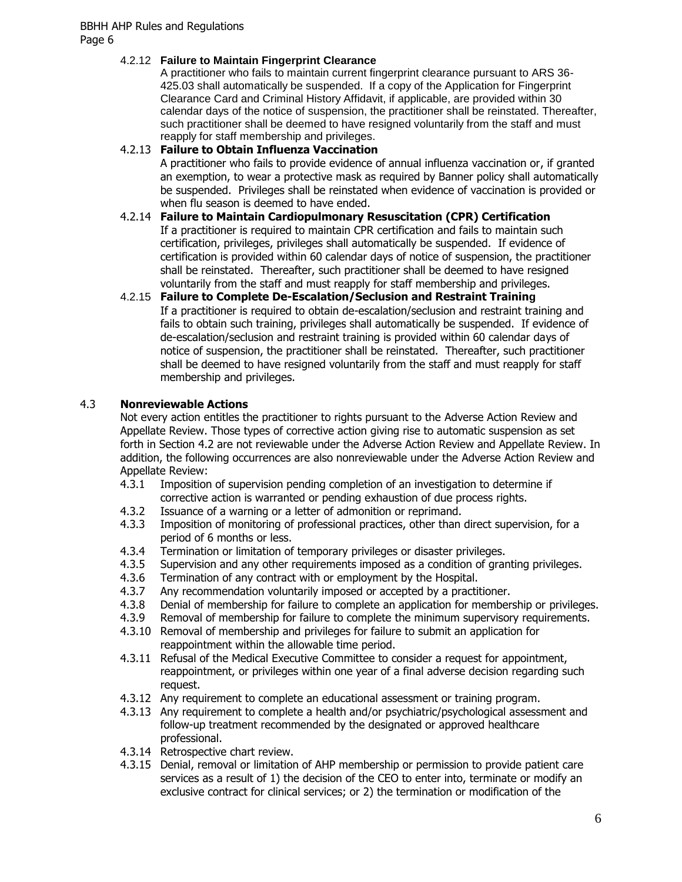#### 4.2.12 **Failure to Maintain Fingerprint Clearance**

A practitioner who fails to maintain current fingerprint clearance pursuant to ARS 36-425.03 shall automatically be suspended. If a copy of the Application for Fingerprint Clearance Card and Criminal History Affidavit, if applicable, are provided within 30 calendar days of the notice of suspension, the practitioner shall be reinstated. Thereafter, such practitioner shall be deemed to have resigned voluntarily from the staff and must reapply for staff membership and privileges.

#### 4.2.13 **Failure to Obtain Influenza Vaccination**

A practitioner who fails to provide evidence of annual influenza vaccination or, if granted an exemption, to wear a protective mask as required by Banner policy shall automatically be suspended. Privileges shall be reinstated when evidence of vaccination is provided or when flu season is deemed to have ended.

#### 4.2.14 **Failure to Maintain Cardiopulmonary Resuscitation (CPR) Certification**

If a practitioner is required to maintain CPR certification and fails to maintain such certification, privileges, privileges shall automatically be suspended. If evidence of certification is provided within 60 calendar days of notice of suspension, the practitioner shall be reinstated. Thereafter, such practitioner shall be deemed to have resigned voluntarily from the staff and must reapply for staff membership and privileges.

#### 4.2.15 **Failure to Complete De-Escalation/Seclusion and Restraint Training**

If a practitioner is required to obtain de-escalation/seclusion and restraint training and fails to obtain such training, privileges shall automatically be suspended. If evidence of de-escalation/seclusion and restraint training is provided within 60 calendar days of notice of suspension, the practitioner shall be reinstated. Thereafter, such practitioner shall be deemed to have resigned voluntarily from the staff and must reapply for staff membership and privileges.

### 4.3 **Nonreviewable Actions**

Not every action entitles the practitioner to rights pursuant to the Adverse Action Review and Appellate Review. Those types of corrective action giving rise to automatic suspension as set forth in Section 4.2 are not reviewable under the Adverse Action Review and Appellate Review. In addition, the following occurrences are also nonreviewable under the Adverse Action Review and Appellate Review:

- 4.3.1 Imposition of supervision pending completion of an investigation to determine if corrective action is warranted or pending exhaustion of due process rights.
- 4.3.2 Issuance of a warning or a letter of admonition or reprimand.
- 4.3.3 Imposition of monitoring of professional practices, other than direct supervision, for a period of 6 months or less.
- 4.3.4 Termination or limitation of temporary privileges or disaster privileges.
- 4.3.5 Supervision and any other requirements imposed as a condition of granting privileges.
- 4.3.6 Termination of any contract with or employment by the Hospital.
- 4.3.7 Any recommendation voluntarily imposed or accepted by a practitioner.
- 4.3.8 Denial of membership for failure to complete an application for membership or privileges.
- 4.3.9 Removal of membership for failure to complete the minimum supervisory requirements.
- 4.3.10 Removal of membership and privileges for failure to submit an application for reappointment within the allowable time period.
- 4.3.11 Refusal of the Medical Executive Committee to consider a request for appointment, reappointment, or privileges within one year of a final adverse decision regarding such request.
- 4.3.12 Any requirement to complete an educational assessment or training program.
- 4.3.13 Any requirement to complete a health and/or psychiatric/psychological assessment and follow-up treatment recommended by the designated or approved healthcare professional.
- 4.3.14 Retrospective chart review.
- 4.3.15 Denial, removal or limitation of AHP membership or permission to provide patient care services as a result of 1) the decision of the CEO to enter into, terminate or modify an exclusive contract for clinical services; or 2) the termination or modification of the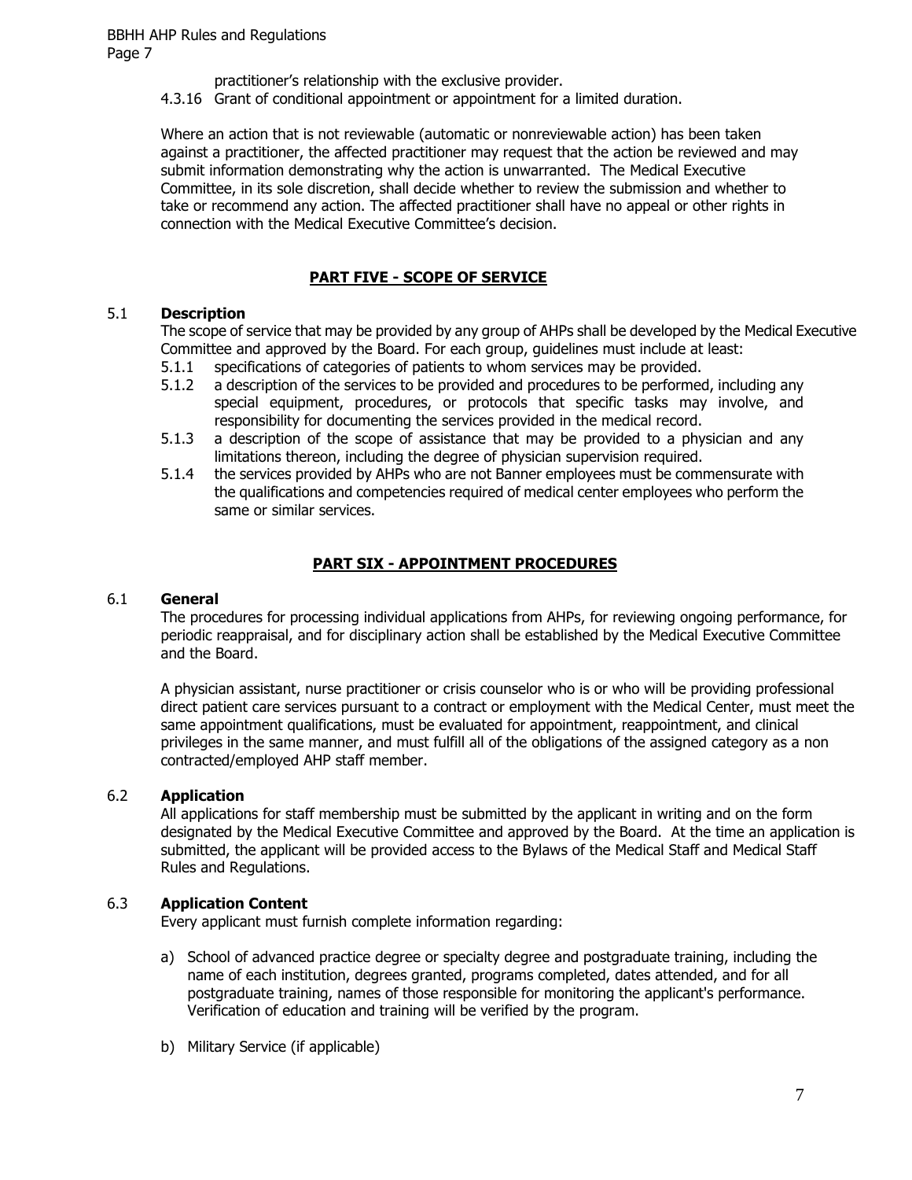practitioner's relationship with the exclusive provider.

4.3.16 Grant of conditional appointment or appointment for a limited duration.

Where an action that is not reviewable (automatic or nonreviewable action) has been taken against a practitioner, the affected practitioner may request that the action be reviewed and may submit information demonstrating why the action is unwarranted. The Medical Executive Committee, in its sole discretion, shall decide whether to review the submission and whether to take or recommend any action. The affected practitioner shall have no appeal or other rights in connection with the Medical Executive Committee's decision.

## PART FIVE - SCOPE OF SERVICE

### 5.1 Description

The scope of service that may be provided by any group of AHPs shall be developed by the Medical Executive Committee and approved by the Board. For each group, guidelines must include at least:

5.1.1 specifications of categories of patients to whom services may be provided.

5.1.2 a description of the services to be provided and procedures to be performed, including any special equipment, procedures, or protocols that specific tasks may involve, and responsibility for documenting the services provided in the medical record.

5.1.3 a description of the scope of assistance that may be provided to a physician and any limitations thereon, including the degree of physician supervision required.

5.1.4 the services provided by AHPs who are not Banner employees must be commensurate with the qualifications and competencies required of medical center employees who perform the same or similar services.

## PART SIX - APPOINTMENT PROCEDURES

### 6.1 General

The procedures for processing individual applications from AHPs, for reviewing ongoing performance, for periodic reappraisal, and for disciplinary action shall be established by the Medical Executive Committee and the Board.

A physician assistant, nurse practitioner or crisis counselor who is or who will be providing professional direct patient care services pursuant to a contract or employment with the Medical Center, must meet the same appointment qualifications, must be evaluated for appointment, reappointment, and clinical privileges in the same manner, and must fulfill all of the obligations of the assigned category as a non contracted/employed AHP staff member.

### 6.2 Application

All applications for staff membership must be submitted by the applicant in writing and on the form designated by the Medical Executive Committee and approved by the Board. At the time an application is submitted, the applicant will be provided access to the Bylaws of the Medical Staff and Medical Staff Rules and Regulations.

### 6.3 Application Content

Every applicant must furnish complete information regarding:

a) School of advanced practice degree or specialty degree and postgraduate training, including the name of each institution, degrees granted, programs completed, dates attended, and for all postgraduate training, names of those responsible for monitoring the applicant's performance. Verification of education and training will be verified by the program.

b) Military Service (if applicable)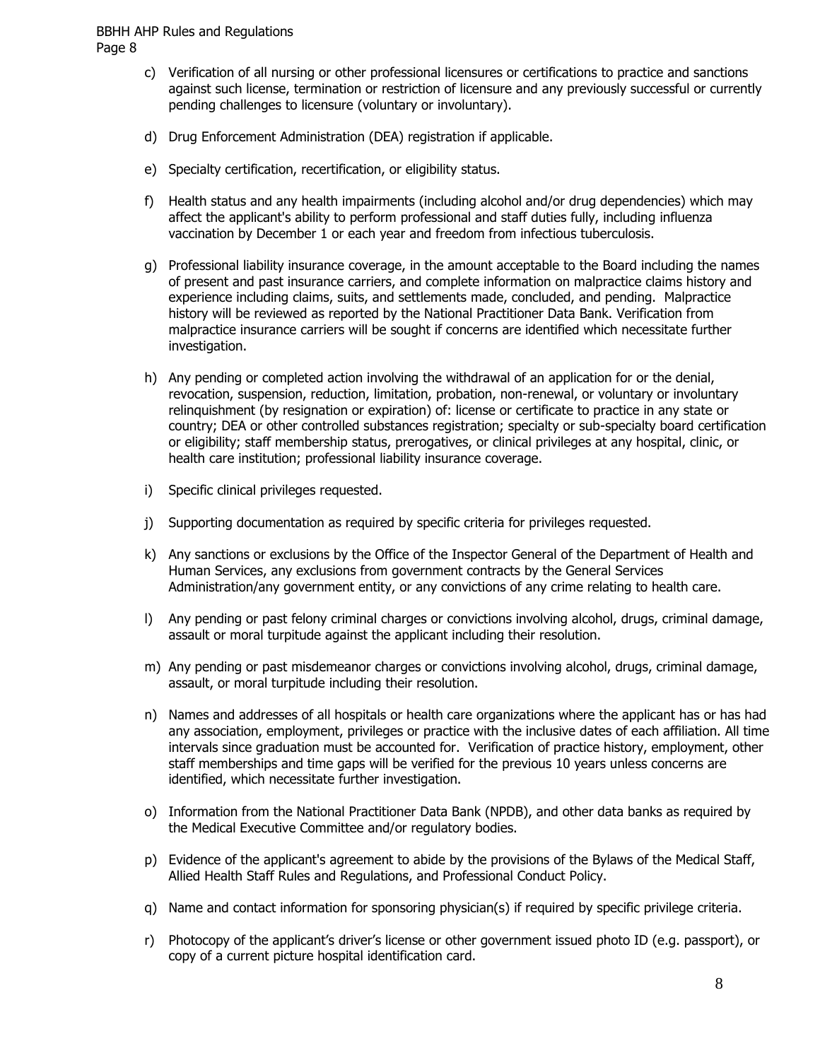c) Verification of all nursing or other professional licensures or certifications to practice and sanctions against such license, termination or restriction of licensure and any previously successful or currently pending challenges to licensure (voluntary or involuntary).

d) Drug Enforcement Administration (DEA) registration if applicable.

e) Specialty certification, recertification, or eligibility status.

f) Health status and any health impairments (including alcohol and/or drug dependencies) which may affect the applicant's ability to perform professional and staff duties fully, including influenza vaccination by December 1 or each year and freedom from infectious tuberculosis.

g) Professional liability insurance coverage, in the amount acceptable to the Board including the names of present and past insurance carriers, and complete information on malpractice claims history and experience including claims, suits, and settlements made, concluded, and pending. Malpractice history will be reviewed as reported by the National Practitioner Data Bank. Verification from malpractice insurance carriers will be sought if concerns are identified which necessitate further investigation.

h) Any pending or completed action involving the withdrawal of an application for or the denial, revocation, suspension, reduction, limitation, probation, non-renewal, or voluntary or involuntary relinquishment (by resignation or expiration) of: license or certificate to practice in any state or country; DEA or other controlled substances registration; specialty or sub-specialty board certification or eligibility; staff membership status, prerogatives, or clinical privileges at any hospital, clinic, or health care institution; professional liability insurance coverage.

i) Specific clinical privileges requested.

j) Supporting documentation as required by specific criteria for privileges requested.

k) Any sanctions or exclusions by the Office of the Inspector General of the Department of Health and Human Services, any exclusions from government contracts by the General Services Administration/any government entity, or any convictions of any crime relating to health care.

l) Any pending or past felony criminal charges or convictions involving alcohol, drugs, criminal damage, assault or moral turpitude against the applicant including their resolution.

m) Any pending or past misdemeanor charges or convictions involving alcohol, drugs, criminal damage, assault, or moral turpitude including their resolution.

n) Names and addresses of all hospitals or health care organizations where the applicant has or has had any association, employment, privileges or practice with the inclusive dates of each affiliation. All time intervals since graduation must be accounted for. Verification of practice history, employment, other staff memberships and time gaps will be verified for the previous 10 years unless concerns are identified, which necessitate further investigation.

o) Information from the National Practitioner Data Bank (NPDB), and other data banks as required by the Medical Executive Committee and/or regulatory bodies.

p) Evidence of the applicant's agreement to abide by the provisions of the Bylaws of the Medical Staff, Allied Health Staff Rules and Regulations, and Professional Conduct Policy.

q) Name and contact information for sponsoring physician(s) if required by specific privilege criteria.

r) Photocopy of the applicant's driver's license or other government issued photo ID (e.g. passport), or copy of a current picture hospital identification card.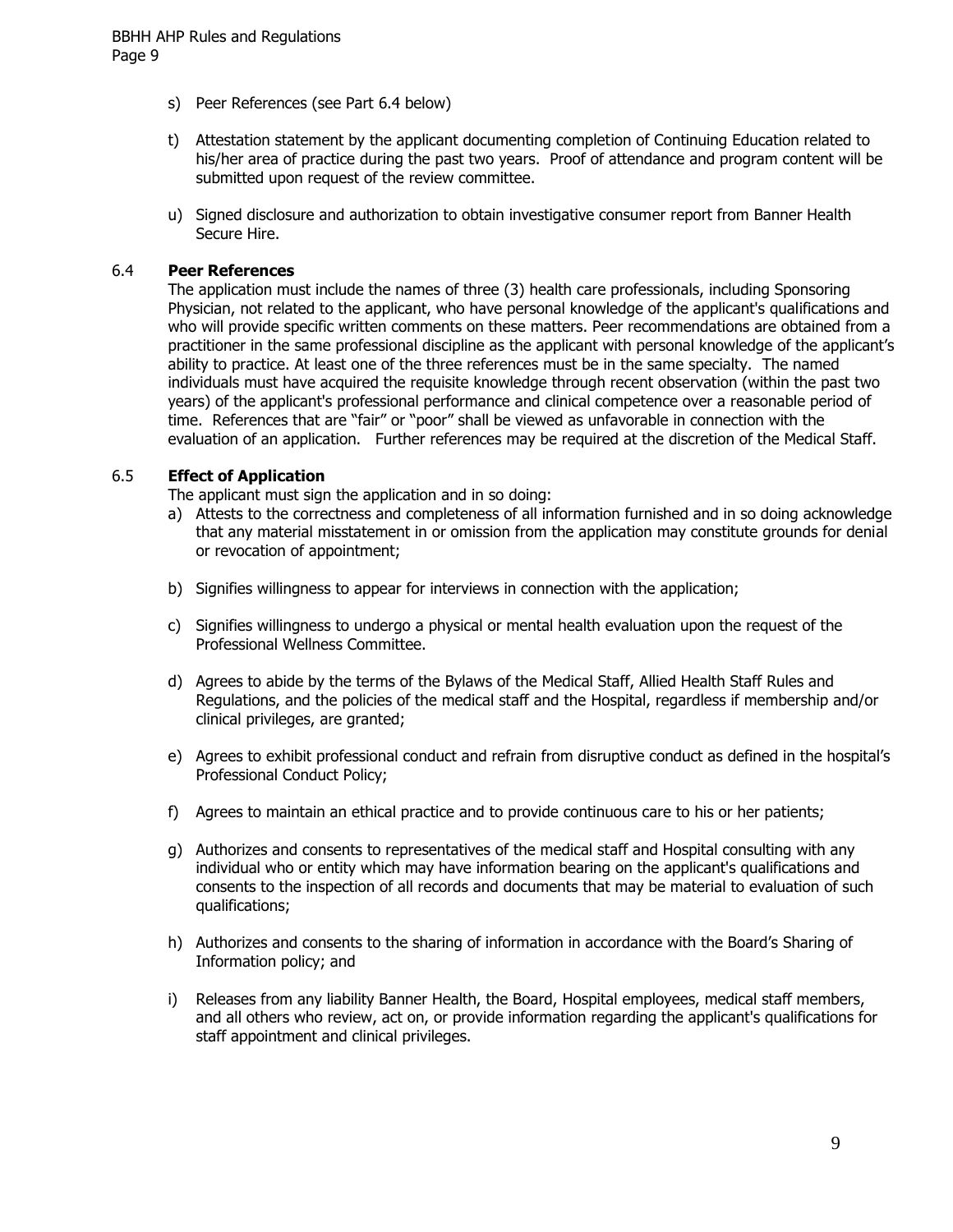s) Peer References (see Part 6.4 below)

t) Attestation statement by the applicant documenting completion of Continuing Education related to his/her area of practice during the past two years. Proof of attendance and program content will be submitted upon request of the review committee.

u) Signed disclosure and authorization to obtain investigative consumer report from Banner Health Secure Hire.

### 6.4 **Peer References**

The application must include the names of three (3) health care professionals, including Sponsoring Physician, not related to the applicant, who have personal knowledge of the applicant's qualifications and who will provide specific written comments on these matters. Peer recommendations are obtained from a practitioner in the same professional discipline as the applicant with personal knowledge of the applicant's ability to practice. At least one of the three references must be in the same specialty. The named individuals must have acquired the requisite knowledge through recent observation (within the past two years) of the applicant's professional performance and clinical competence over a reasonable period of time. References that are "fair" or "poor" shall be viewed as unfavorable in connection with the evaluation of an application. Further references may be required at the discretion of the Medical Staff.

### 6.5 **Effect of Application**

The applicant must sign the application and in so doing:

a) Attests to the correctness and completeness of all information furnished and in so doing acknowledge that any material misstatement in or omission from the application may constitute grounds for denial or revocation of appointment;

b) Signifies willingness to appear for interviews in connection with the application;

c) Signifies willingness to undergo a physical or mental health evaluation upon the request of the Professional Wellness Committee.

d) Agrees to abide by the terms of the Bylaws of the Medical Staff, Allied Health Staff Rules and Regulations, and the policies of the medical staff and the Hospital, regardless if membership and/or clinical privileges, are granted;

e) Agrees to exhibit professional conduct and refrain from disruptive conduct as defined in the hospital's Professional Conduct Policy;

f) Agrees to maintain an ethical practice and to provide continuous care to his or her patients;

g) Authorizes and consents to representatives of the medical staff and Hospital consulting with any individual who or entity which may have information bearing on the applicant's qualifications and consents to the inspection of all records and documents that may be material to evaluation of such qualifications;

h) Authorizes and consents to the sharing of information in accordance with the Board's Sharing of Information policy; and

i) Releases from any liability Banner Health, the Board, Hospital employees, medical staff members, and all others who review, act on, or provide information regarding the applicant's qualifications for staff appointment and clinical privileges.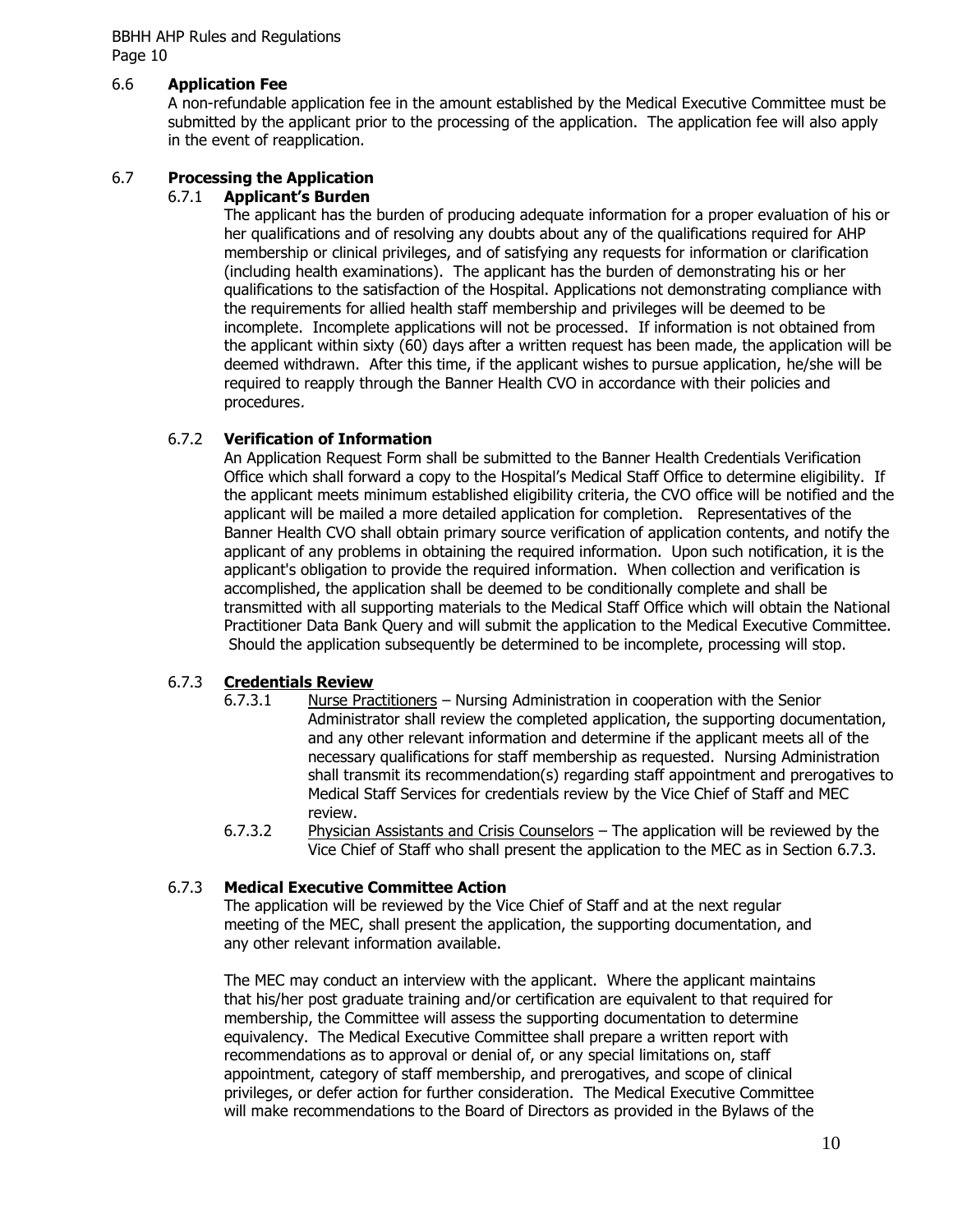### 6.6 Application Fee

A non-refundable application fee in the amount established by the Medical Executive Committee must be submitted by the applicant prior to the processing of the application. The application fee will also apply in the event of reapplication.

### 6.7 Processing the Application

#### 6.7.1 Applicant's Burden

The applicant has the burden of producing adequate information for a proper evaluation of his or her qualifications and of resolving any doubts about any of the qualifications required for AHP membership or clinical privileges, and of satisfying any requests for information or clarification (including health examinations). The applicant has the burden of demonstrating his or her qualifications to the satisfaction of the Hospital. Applications not demonstrating compliance with the requirements for allied health staff membership and privileges will be deemed to be incomplete. Incomplete applications will not be processed. If information is not obtained from the applicant within sixty (60) days after a written request has been made, the application will be deemed withdrawn. After this time, if the applicant wishes to pursue application, he/she will be required to reapply through the Banner Health CVO in accordance with their policies and procedures.

#### 6.7.2 Verification of Information

An Application Request Form shall be submitted to the Banner Health Credentials Verification Office which shall forward a copy to the Hospital's Medical Staff Office to determine eligibility. If the applicant meets minimum established eligibility criteria, the CVO office will be notified and the applicant will be mailed a more detailed application for completion. Representatives of the Banner Health CVO shall obtain primary source verification of application contents, and notify the applicant of any problems in obtaining the required information. Upon such notification, it is the applicant's obligation to provide the required information. When collection and verification is accomplished, the application shall be deemed to be conditionally complete and shall be transmitted with all supporting materials to the Medical Staff Office which will obtain the National Practitioner Data Bank Query and will submit the application to the Medical Executive Committee. Should the application subsequently be determined to be incomplete, processing will stop.

#### 6.7.3 Credentials Review

6.7.3.1 Nurse Practitioners – Nursing Administration in cooperation with the Senior Administrator shall review the completed application, the supporting documentation, and any other relevant information and determine if the applicant meets all of the necessary qualifications for staff membership as requested. Nursing Administration shall transmit its recommendation(s) regarding staff appointment and prerogatives to Medical Staff Services for credentials review by the Vice Chief of Staff and MEC review.

6.7.3.2 Physician Assistants and Crisis Counselors – The application will be reviewed by the Vice Chief of Staff who shall present the application to the MEC as in Section 6.7.3.

#### 6.7.3 Medical Executive Committee Action

The application will be reviewed by the Vice Chief of Staff and at the next regular meeting of the MEC, shall present the application, the supporting documentation, and any other relevant information available.

The MEC may conduct an interview with the applicant. Where the applicant maintains that his/her post graduate training and/or certification are equivalent to that required for membership, the Committee will assess the supporting documentation to determine equivalency. The Medical Executive Committee shall prepare a written report with recommendations as to approval or denial of, or any special limitations on, staff appointment, category of staff membership, and prerogatives, and scope of clinical privileges, or defer action for further consideration. The Medical Executive Committee will make recommendations to the Board of Directors as provided in the Bylaws of the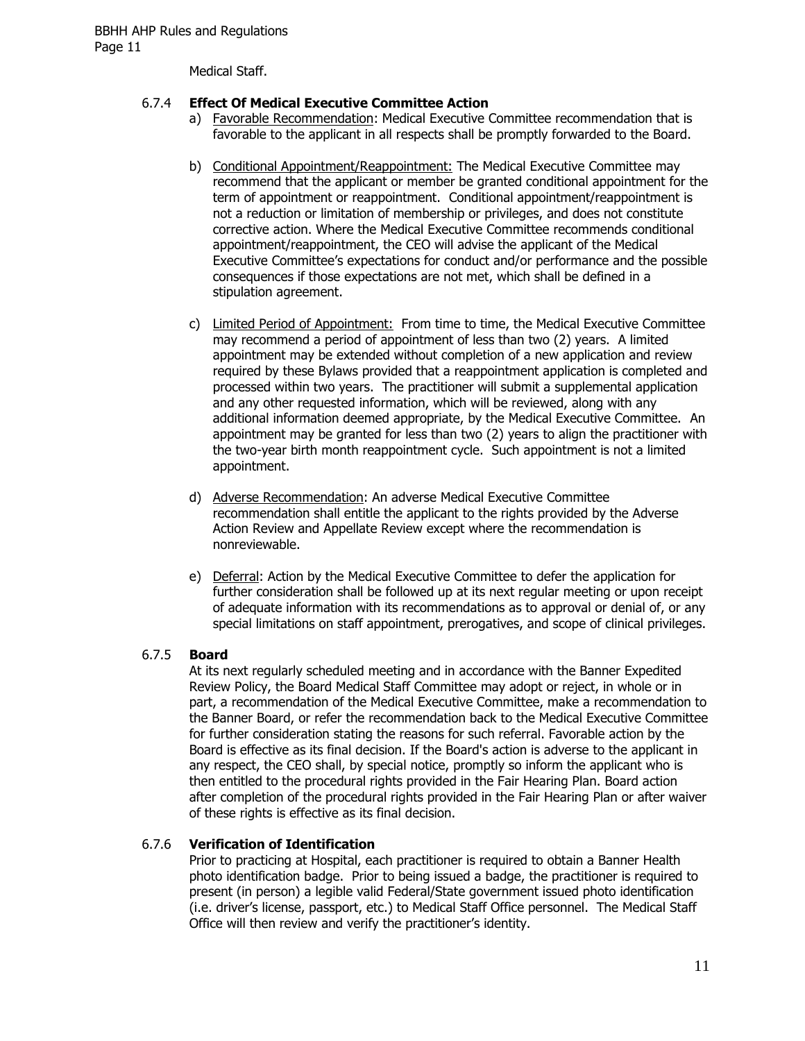Medical Staff.

### 6.7.4 Effect Of Medical Executive Committee Action

a) Favorable Recommendation: Medical Executive Committee recommendation that is favorable to the applicant in all respects shall be promptly forwarded to the Board.

b) Conditional Appointment/Reappointment: The Medical Executive Committee may recommend that the applicant or member be granted conditional appointment for the term of appointment or reappointment. Conditional appointment/reappointment is not a reduction or limitation of membership or privileges, and does not constitute corrective action. Where the Medical Executive Committee recommends conditional appointment/reappointment, the CEO will advise the applicant of the Medical Executive Committee's expectations for conduct and/or performance and the possible consequences if those expectations are not met, which shall be defined in a stipulation agreement.

c) Limited Period of Appointment: From time to time, the Medical Executive Committee may recommend a period of appointment of less than two (2) years. A limited appointment may be extended without completion of a new application and review required by these Bylaws provided that a reappointment application is completed and processed within two years. The practitioner will submit a supplemental application and any other requested information, which will be reviewed, along with any additional information deemed appropriate, by the Medical Executive Committee. An appointment may be granted for less than two (2) years to align the practitioner with the two-year birth month reappointment cycle. Such appointment is not a limited appointment.

d) Adverse Recommendation: An adverse Medical Executive Committee recommendation shall entitle the applicant to the rights provided by the Adverse Action Review and Appellate Review except where the recommendation is nonreviewable.

e) Deferral: Action by the Medical Executive Committee to defer the application for further consideration shall be followed up at its next regular meeting or upon receipt of adequate information with its recommendations as to approval or denial of, or any special limitations on staff appointment, prerogatives, and scope of clinical privileges.

### 6.7.5 Board

At its next regularly scheduled meeting and in accordance with the Banner Expedited Review Policy, the Board Medical Staff Committee may adopt or reject, in whole or in part, a recommendation of the Medical Executive Committee, make a recommendation to the Banner Board, or refer the recommendation back to the Medical Executive Committee for further consideration stating the reasons for such referral. Favorable action by the Board is effective as its final decision. If the Board's action is adverse to the applicant in any respect, the CEO shall, by special notice, promptly so inform the applicant who is then entitled to the procedural rights provided in the Fair Hearing Plan. Board action after completion of the procedural rights provided in the Fair Hearing Plan or after waiver of these rights is effective as its final decision.

### 6.7.6 Verification of Identification

Prior to practicing at Hospital, each practitioner is required to obtain a Banner Health photo identification badge. Prior to being issued a badge, the practitioner is required to present (in person) a legible valid Federal/State government issued photo identification (i.e. driver's license, passport, etc.) to Medical Staff Office personnel. The Medical Staff Office will then review and verify the practitioner's identity.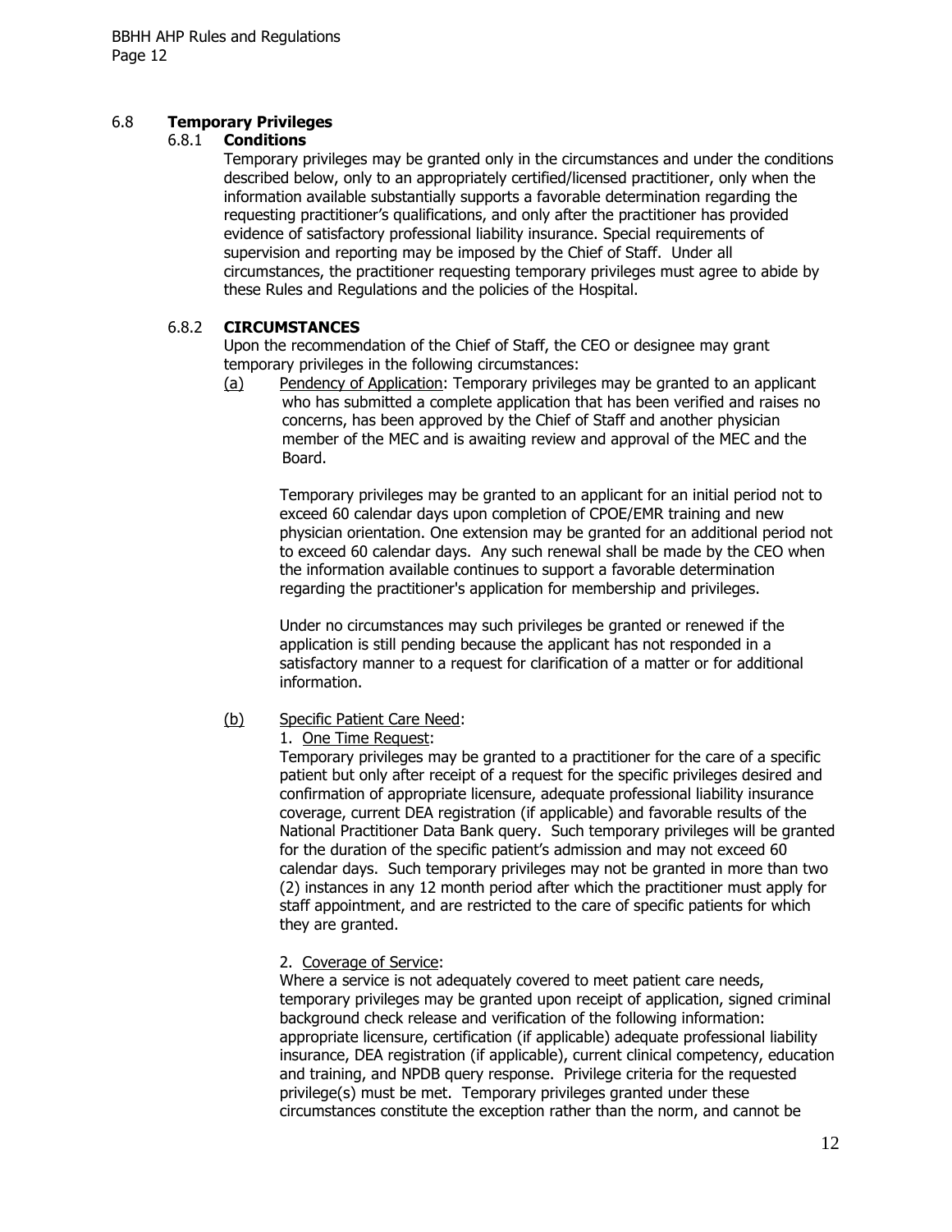## 6.8 **Temporary Privileges**

### 6.8.1 **Conditions**

Temporary privileges may be granted only in the circumstances and under the conditions described below, only to an appropriately certified/licensed practitioner, only when the information available substantially supports a favorable determination regarding the requesting practitioner's qualifications, and only after the practitioner has provided evidence of satisfactory professional liability insurance. Special requirements of supervision and reporting may be imposed by the Chief of Staff. Under all circumstances, the practitioner requesting temporary privileges must agree to abide by these Rules and Regulations and the policies of the Hospital.

### 6.8.2 **CIRCUMSTANCES**

Upon the recommendation of the Chief of Staff, the CEO or designee may grant temporary privileges in the following circumstances:

(a) Pendency of Application: Temporary privileges may be granted to an applicant who has submitted a complete application that has been verified and raises no concerns, has been approved by the Chief of Staff and another physician member of the MEC and is awaiting review and approval of the MEC and the Board.

Temporary privileges may be granted to an applicant for an initial period not to exceed 60 calendar days upon completion of CPOE/EMR training and new physician orientation. One extension may be granted for an additional period not to exceed 60 calendar days. Any such renewal shall be made by the CEO when the information available continues to support a favorable determination regarding the practitioner's application for membership and privileges.

Under no circumstances may such privileges be granted or renewed if the application is still pending because the applicant has not responded in a satisfactory manner to a request for clarification of a matter or for additional information.

(b) Specific Patient Care Need:

1. One Time Request:

Temporary privileges may be granted to a practitioner for the care of a specific patient but only after receipt of a request for the specific privileges desired and confirmation of appropriate licensure, adequate professional liability insurance coverage, current DEA registration (if applicable) and favorable results of the National Practitioner Data Bank query. Such temporary privileges will be granted for the duration of the specific patient's admission and may not exceed 60 calendar days. Such temporary privileges may not be granted in more than two (2) instances in any 12 month period after which the practitioner must apply for staff appointment, and are restricted to the care of specific patients for which they are granted.

2. Coverage of Service:

Where a service is not adequately covered to meet patient care needs, temporary privileges may be granted upon receipt of application, signed criminal background check release and verification of the following information: appropriate licensure, certification (if applicable) adequate professional liability insurance, DEA registration (if applicable), current clinical competency, education and training, and NPDB query response. Privilege criteria for the requested privilege(s) must be met. Temporary privileges granted under these circumstances constitute the exception rather than the norm, and cannot be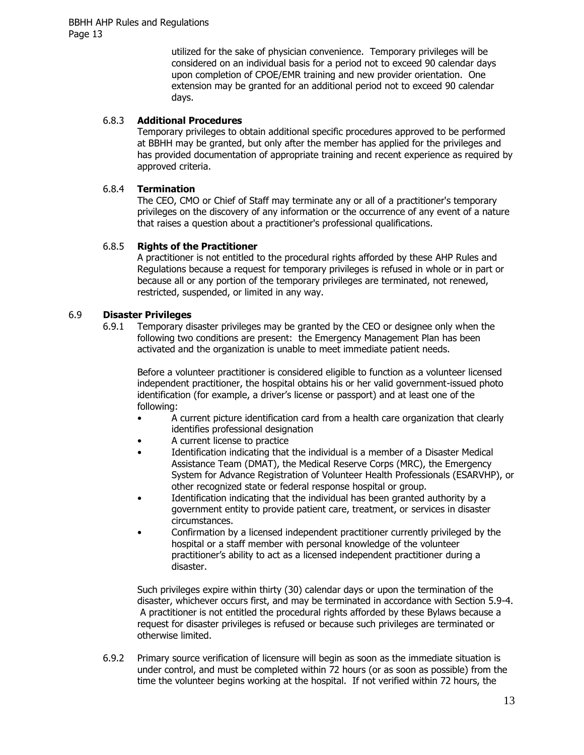utilized for the sake of physician convenience. Temporary privileges will be considered on an individual basis for a period not to exceed 90 calendar days upon completion of CPOE/EMR training and new provider orientation. One extension may be granted for an additional period not to exceed 90 calendar days.

#### 6.8.3 **Additional Procedures**

Temporary privileges to obtain additional specific procedures approved to be performed at BBHH may be granted, but only after the member has applied for the privileges and has provided documentation of appropriate training and recent experience as required by approved criteria.

#### 6.8.4 **Termination**

The CEO, CMO or Chief of Staff may terminate any or all of a practitioner's temporary privileges on the discovery of any information or the occurrence of any event of a nature that raises a question about a practitioner's professional qualifications.

#### 6.8.5 **Rights of the Practitioner**

A practitioner is not entitled to the procedural rights afforded by these AHP Rules and Regulations because a request for temporary privileges is refused in whole or in part or because all or any portion of the temporary privileges are terminated, not renewed, restricted, suspended, or limited in any way.

### 6.9 **Disaster Privileges**

6.9.1 Temporary disaster privileges may be granted by the CEO or designee only when the following two conditions are present: the Emergency Management Plan has been activated and the organization is unable to meet immediate patient needs.

Before a volunteer practitioner is considered eligible to function as a volunteer licensed independent practitioner, the hospital obtains his or her valid government-issued photo identification (for example, a driver's license or passport) and at least one of the following:

- A current picture identification card from a health care organization that clearly identifies professional designation
- A current license to practice
- Identification indicating that the individual is a member of a Disaster Medical Assistance Team (DMAT), the Medical Reserve Corps (MRC), the Emergency System for Advance Registration of Volunteer Health Professionals (ESARVHP), or other recognized state or federal response hospital or group.
- Identification indicating that the individual has been granted authority by a government entity to provide patient care, treatment, or services in disaster circumstances.
- Confirmation by a licensed independent practitioner currently privileged by the hospital or a staff member with personal knowledge of the volunteer practitioner's ability to act as a licensed independent practitioner during a disaster.

Such privileges expire within thirty (30) calendar days or upon the termination of the disaster, whichever occurs first, and may be terminated in accordance with Section 5.9-4. A practitioner is not entitled the procedural rights afforded by these Bylaws because a request for disaster privileges is refused or because such privileges are terminated or otherwise limited.

6.9.2 Primary source verification of licensure will begin as soon as the immediate situation is under control, and must be completed within 72 hours (or as soon as possible) from the time the volunteer begins working at the hospital. If not verified within 72 hours, the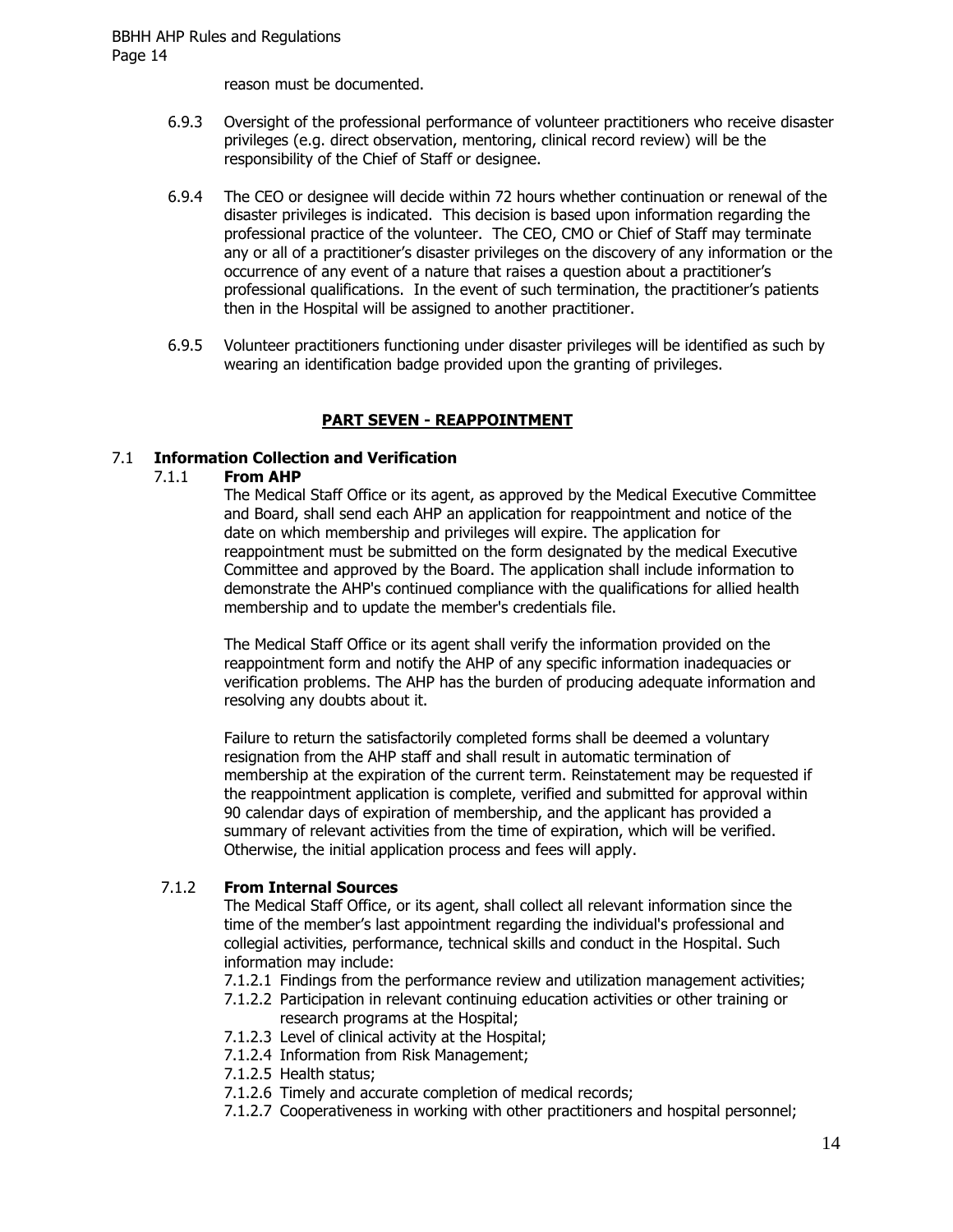reason must be documented.

6.9.3 Oversight of the professional performance of volunteer practitioners who receive disaster privileges (e.g. direct observation, mentoring, clinical record review) will be the responsibility of the Chief of Staff or designee.

6.9.4 The CEO or designee will decide within 72 hours whether continuation or renewal of the disaster privileges is indicated. This decision is based upon information regarding the professional practice of the volunteer. The CEO, CMO or Chief of Staff may terminate any or all of a practitioner's disaster privileges on the discovery of any information or the occurrence of any event of a nature that raises a question about a practitioner's professional qualifications. In the event of such termination, the practitioner's patients then in the Hospital will be assigned to another practitioner.

6.9.5 Volunteer practitioners functioning under disaster privileges will be identified as such by wearing an identification badge provided upon the granting of privileges.

## PART SEVEN - REAPPOINTMENT

### 7.1 Information Collection and Verification

#### 7.1.1 From AHP

The Medical Staff Office or its agent, as approved by the Medical Executive Committee and Board, shall send each AHP an application for reappointment and notice of the date on which membership and privileges will expire. The application for reappointment must be submitted on the form designated by the medical Executive Committee and approved by the Board. The application shall include information to demonstrate the AHP's continued compliance with the qualifications for allied health membership and to update the member's credentials file.

The Medical Staff Office or its agent shall verify the information provided on the reappointment form and notify the AHP of any specific information inadequacies or verification problems. The AHP has the burden of producing adequate information and resolving any doubts about it.

Failure to return the satisfactorily completed forms shall be deemed a voluntary resignation from the AHP staff and shall result in automatic termination of membership at the expiration of the current term. Reinstatement may be requested if the reappointment application is complete, verified and submitted for approval within 90 calendar days of expiration of membership, and the applicant has provided a summary of relevant activities from the time of expiration, which will be verified. Otherwise, the initial application process and fees will apply.

#### 7.1.2 From Internal Sources

The Medical Staff Office, or its agent, shall collect all relevant information since the time of the member's last appointment regarding the individual's professional and collegial activities, performance, technical skills and conduct in the Hospital. Such information may include:

7.1.2.1 Findings from the performance review and utilization management activities;
7.1.2.2 Participation in relevant continuing education activities or other training or research programs at the Hospital;
7.1.2.3 Level of clinical activity at the Hospital;
7.1.2.4 Information from Risk Management;
7.1.2.5 Health status;
7.1.2.6 Timely and accurate completion of medical records;
7.1.2.7 Cooperativeness in working with other practitioners and hospital personnel;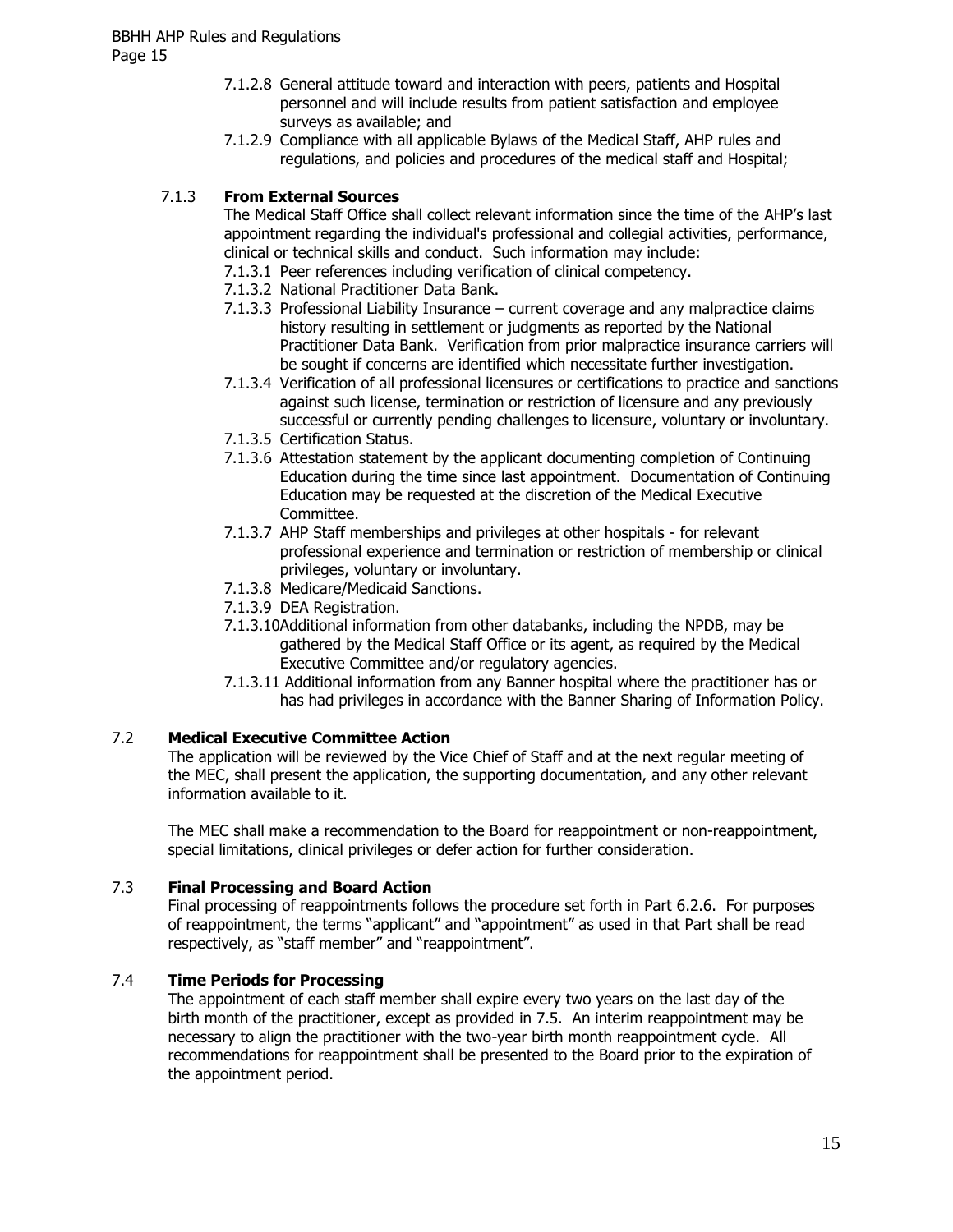7.1.2.8 General attitude toward and interaction with peers, patients and Hospital personnel and will include results from patient satisfaction and employee surveys as available; and

7.1.2.9 Compliance with all applicable Bylaws of the Medical Staff, AHP rules and regulations, and policies and procedures of the medical staff and Hospital;

### 7.1.3 From External Sources

The Medical Staff Office shall collect relevant information since the time of the AHP's last appointment regarding the individual's professional and collegial activities, performance, clinical or technical skills and conduct. Such information may include:

7.1.3.1 Peer references including verification of clinical competency.

7.1.3.2 National Practitioner Data Bank.

7.1.3.3 Professional Liability Insurance – current coverage and any malpractice claims history resulting in settlement or judgments as reported by the National Practitioner Data Bank. Verification from prior malpractice insurance carriers will be sought if concerns are identified which necessitate further investigation.

7.1.3.4 Verification of all professional licensures or certifications to practice and sanctions against such license, termination or restriction of licensure and any previously successful or currently pending challenges to licensure, voluntary or involuntary.

7.1.3.5 Certification Status.

7.1.3.6 Attestation statement by the applicant documenting completion of Continuing Education during the time since last appointment. Documentation of Continuing Education may be requested at the discretion of the Medical Executive Committee.

7.1.3.7 AHP Staff memberships and privileges at other hospitals - for relevant professional experience and termination or restriction of membership or clinical privileges, voluntary or involuntary.

7.1.3.8 Medicare/Medicaid Sanctions.

7.1.3.9 DEA Registration.

7.1.3.10 Additional information from other databanks, including the NPDB, may be gathered by the Medical Staff Office or its agent, as required by the Medical Executive Committee and/or regulatory agencies.

7.1.3.11 Additional information from any Banner hospital where the practitioner has or has had privileges in accordance with the Banner Sharing of Information Policy.

## 7.2 Medical Executive Committee Action

The application will be reviewed by the Vice Chief of Staff and at the next regular meeting of the MEC, shall present the application, the supporting documentation, and any other relevant information available to it.

The MEC shall make a recommendation to the Board for reappointment or non-reappointment, special limitations, clinical privileges or defer action for further consideration.

## 7.3 Final Processing and Board Action

Final processing of reappointments follows the procedure set forth in Part 6.2.6. For purposes of reappointment, the terms "applicant" and "appointment" as used in that Part shall be read respectively, as "staff member" and "reappointment".

## 7.4 Time Periods for Processing

The appointment of each staff member shall expire every two years on the last day of the birth month of the practitioner, except as provided in 7.5. An interim reappointment may be necessary to align the practitioner with the two-year birth month reappointment cycle. All recommendations for reappointment shall be presented to the Board prior to the expiration of the appointment period.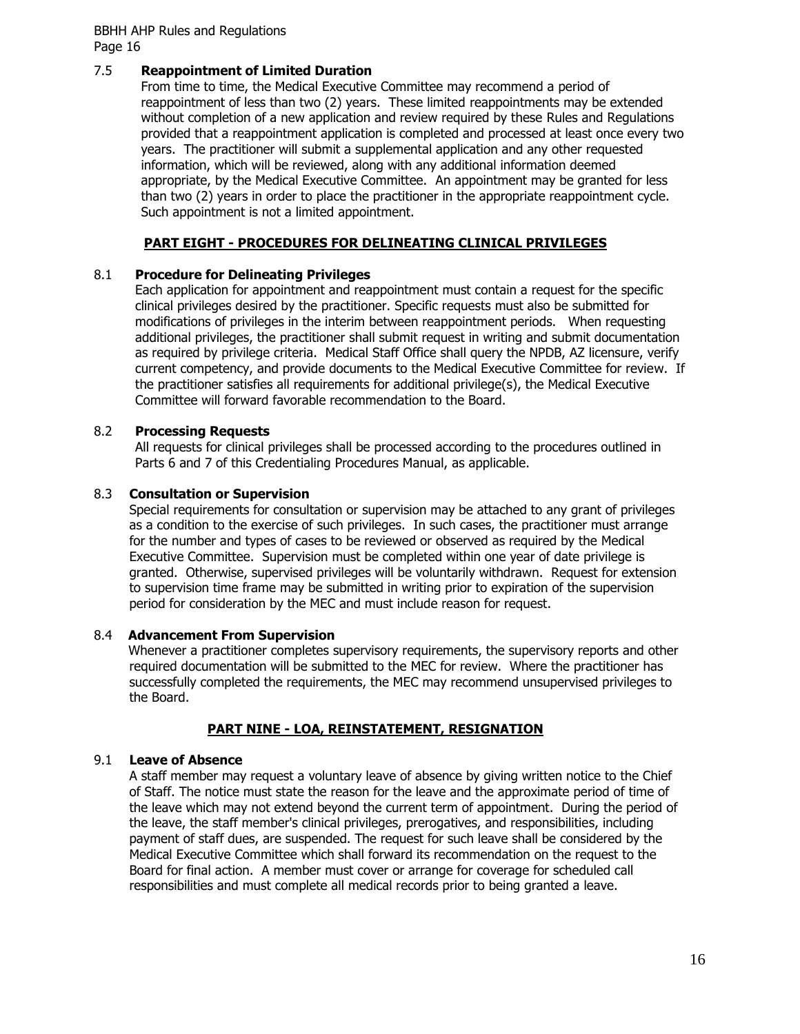### 7.5 Reappointment of Limited Duration

From time to time, the Medical Executive Committee may recommend a period of reappointment of less than two (2) years. These limited reappointments may be extended without completion of a new application and review required by these Rules and Regulations provided that a reappointment application is completed and processed at least once every two years. The practitioner will submit a supplemental application and any other requested information, which will be reviewed, along with any additional information deemed appropriate, by the Medical Executive Committee. An appointment may be granted for less than two (2) years in order to place the practitioner in the appropriate reappointment cycle. Such appointment is not a limited appointment.

## PART EIGHT - PROCEDURES FOR DELINEATING CLINICAL PRIVILEGES

### 8.1 Procedure for Delineating Privileges

Each application for appointment and reappointment must contain a request for the specific clinical privileges desired by the practitioner. Specific requests must also be submitted for modifications of privileges in the interim between reappointment periods. When requesting additional privileges, the practitioner shall submit request in writing and submit documentation as required by privilege criteria. Medical Staff Office shall query the NPDB, AZ licensure, verify current competency, and provide documents to the Medical Executive Committee for review. If the practitioner satisfies all requirements for additional privilege(s), the Medical Executive Committee will forward favorable recommendation to the Board.

### 8.2 Processing Requests

All requests for clinical privileges shall be processed according to the procedures outlined in Parts 6 and 7 of this Credentialing Procedures Manual, as applicable.

### 8.3 Consultation or Supervision

Special requirements for consultation or supervision may be attached to any grant of privileges as a condition to the exercise of such privileges. In such cases, the practitioner must arrange for the number and types of cases to be reviewed or observed as required by the Medical Executive Committee. Supervision must be completed within one year of date privilege is granted. Otherwise, supervised privileges will be voluntarily withdrawn. Request for extension to supervision time frame may be submitted in writing prior to expiration of the supervision period for consideration by the MEC and must include reason for request.

### 8.4 Advancement From Supervision

Whenever a practitioner completes supervisory requirements, the supervisory reports and other required documentation will be submitted to the MEC for review. Where the practitioner has successfully completed the requirements, the MEC may recommend unsupervised privileges to the Board.

## PART NINE - LOA, REINSTATEMENT, RESIGNATION

### 9.1 Leave of Absence

A staff member may request a voluntary leave of absence by giving written notice to the Chief of Staff. The notice must state the reason for the leave and the approximate period of time of the leave which may not extend beyond the current term of appointment. During the period of the leave, the staff member's clinical privileges, prerogatives, and responsibilities, including payment of staff dues, are suspended. The request for such leave shall be considered by the Medical Executive Committee which shall forward its recommendation on the request to the Board for final action. A member must cover or arrange for coverage for scheduled call responsibilities and must complete all medical records prior to being granted a leave.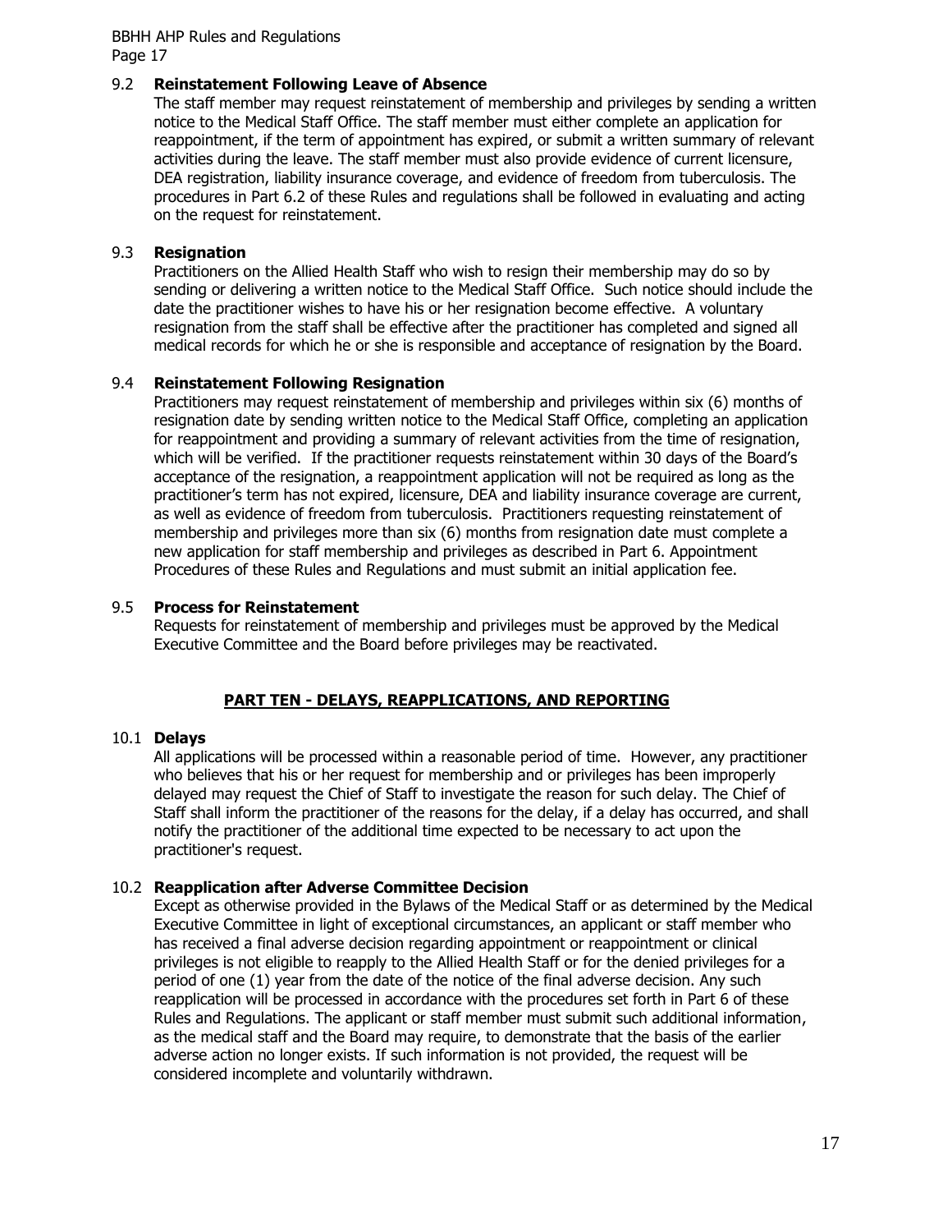### 9.2 **Reinstatement Following Leave of Absence**

The staff member may request reinstatement of membership and privileges by sending a written notice to the Medical Staff Office. The staff member must either complete an application for reappointment, if the term of appointment has expired, or submit a written summary of relevant activities during the leave. The staff member must also provide evidence of current licensure, DEA registration, liability insurance coverage, and evidence of freedom from tuberculosis. The procedures in Part 6.2 of these Rules and regulations shall be followed in evaluating and acting on the request for reinstatement.

### 9.3 **Resignation**

Practitioners on the Allied Health Staff who wish to resign their membership may do so by sending or delivering a written notice to the Medical Staff Office. Such notice should include the date the practitioner wishes to have his or her resignation become effective. A voluntary resignation from the staff shall be effective after the practitioner has completed and signed all medical records for which he or she is responsible and acceptance of resignation by the Board.

### 9.4 **Reinstatement Following Resignation**

Practitioners may request reinstatement of membership and privileges within six (6) months of resignation date by sending written notice to the Medical Staff Office, completing an application for reappointment and providing a summary of relevant activities from the time of resignation, which will be verified. If the practitioner requests reinstatement within 30 days of the Board's acceptance of the resignation, a reappointment application will not be required as long as the practitioner's term has not expired, licensure, DEA and liability insurance coverage are current, as well as evidence of freedom from tuberculosis. Practitioners requesting reinstatement of membership and privileges more than six (6) months from resignation date must complete a new application for staff membership and privileges as described in Part 6. Appointment Procedures of these Rules and Regulations and must submit an initial application fee.

### 9.5 **Process for Reinstatement**

Requests for reinstatement of membership and privileges must be approved by the Medical Executive Committee and the Board before privileges may be reactivated.

## **PART TEN - DELAYS, REAPPLICATIONS, AND REPORTING**

### 10.1 **Delays**

All applications will be processed within a reasonable period of time. However, any practitioner who believes that his or her request for membership and or privileges has been improperly delayed may request the Chief of Staff to investigate the reason for such delay. The Chief of Staff shall inform the practitioner of the reasons for the delay, if a delay has occurred, and shall notify the practitioner of the additional time expected to be necessary to act upon the practitioner's request.

### 10.2 **Reapplication after Adverse Committee Decision**

Except as otherwise provided in the Bylaws of the Medical Staff or as determined by the Medical Executive Committee in light of exceptional circumstances, an applicant or staff member who has received a final adverse decision regarding appointment or reappointment or clinical privileges is not eligible to reapply to the Allied Health Staff or for the denied privileges for a period of one (1) year from the date of the notice of the final adverse decision. Any such reapplication will be processed in accordance with the procedures set forth in Part 6 of these Rules and Regulations. The applicant or staff member must submit such additional information, as the medical staff and the Board may require, to demonstrate that the basis of the earlier adverse action no longer exists. If such information is not provided, the request will be considered incomplete and voluntarily withdrawn.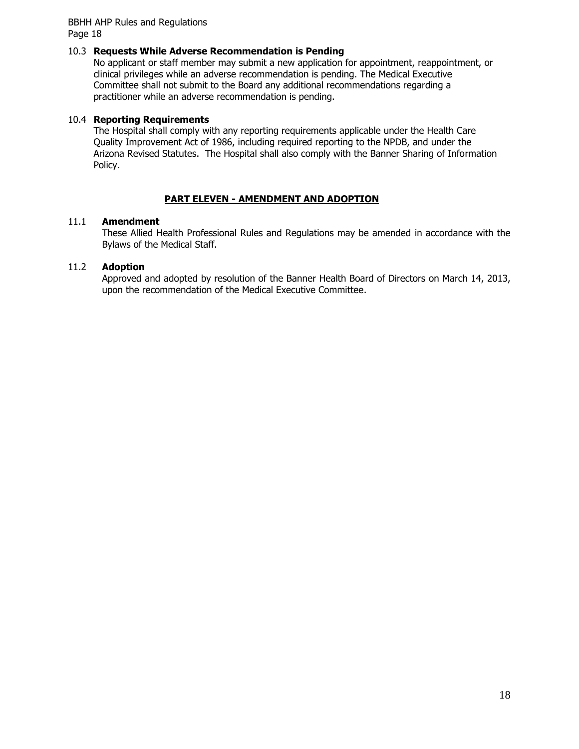### 10.3 Requests While Adverse Recommendation is Pending

No applicant or staff member may submit a new application for appointment, reappointment, or clinical privileges while an adverse recommendation is pending. The Medical Executive Committee shall not submit to the Board any additional recommendations regarding a practitioner while an adverse recommendation is pending.

### 10.4 Reporting Requirements

The Hospital shall comply with any reporting requirements applicable under the Health Care Quality Improvement Act of 1986, including required reporting to the NPDB, and under the Arizona Revised Statutes. The Hospital shall also comply with the Banner Sharing of Information Policy.

## PART ELEVEN - AMENDMENT AND ADOPTION

### 11.1 Amendment

These Allied Health Professional Rules and Regulations may be amended in accordance with the Bylaws of the Medical Staff.

### 11.2 Adoption

Approved and adopted by resolution of the Banner Health Board of Directors on March 14, 2013, upon the recommendation of the Medical Executive Committee.